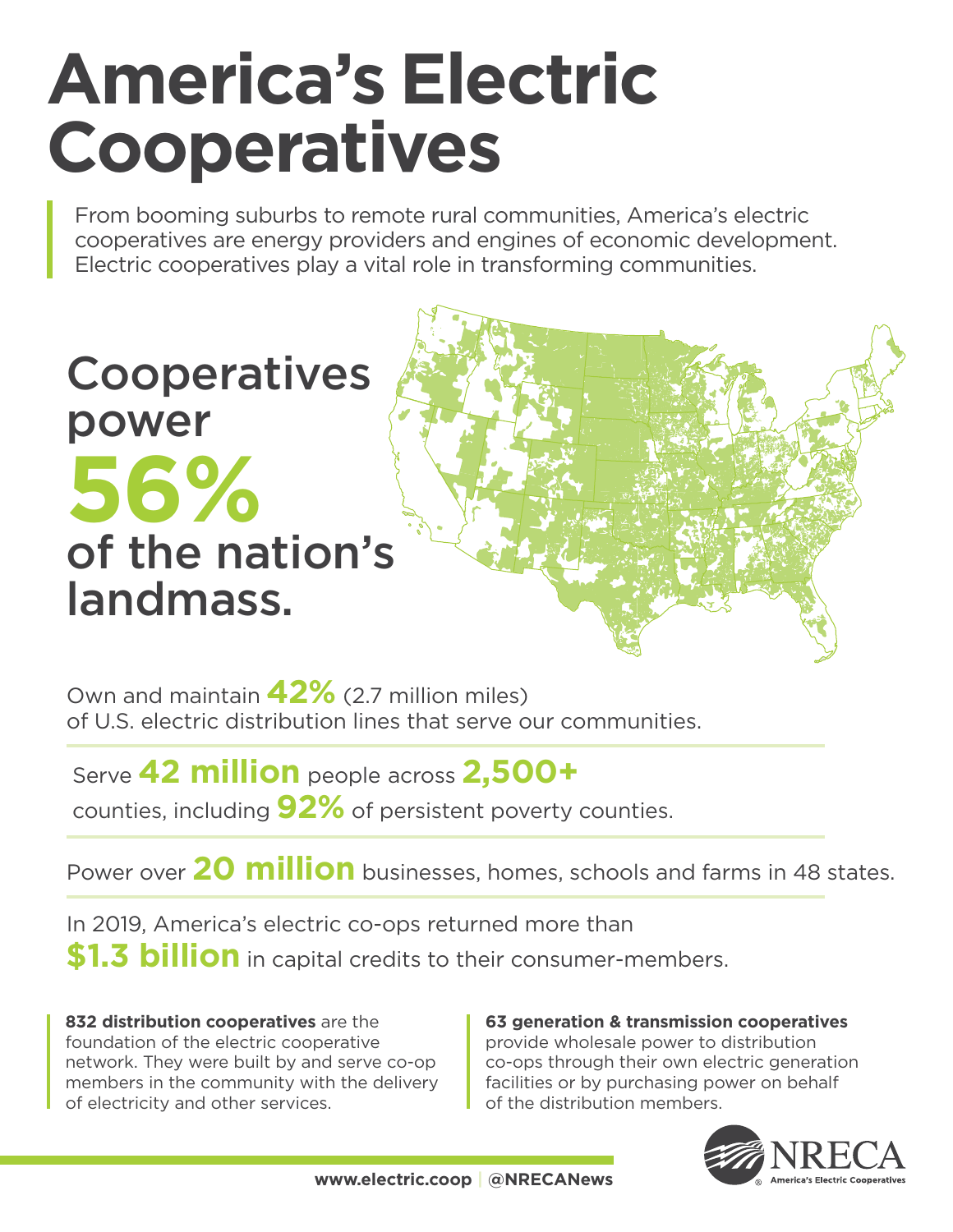# America's Electric Cooperatives

From booming suburbs to remote rural communities, America's electric cooperatives are energy providers and engines of economic development. Electric cooperatives play a vital role in transforming communities.

## Cooperatives power **56%** of the nation's landmass.

Own and maintain **42%** (2.7 million miles) of U.S. electric distribution lines that serve our communities.

Serve **42 million** people across **2,500+** counties, including **92%** of persistent poverty counties.

Power over **20 million** businesses, homes, schools and farms in 48 states.

In 2019, America's electric co-ops returned more than **$1.3 billion** in capital credits to their consumer-members.

**832 distribution cooperatives** are the foundation of the electric cooperative network. They were built by and serve co-op members in the community with the delivery of electricity and other services.

**63 generation & transmission cooperatives** provide wholesale power to distribution co-ops through their own electric generation facilities or by purchasing power on behalf of the distribution members.

www.electric.coop | @NRECANews

NRECA
America's Electric Cooperatives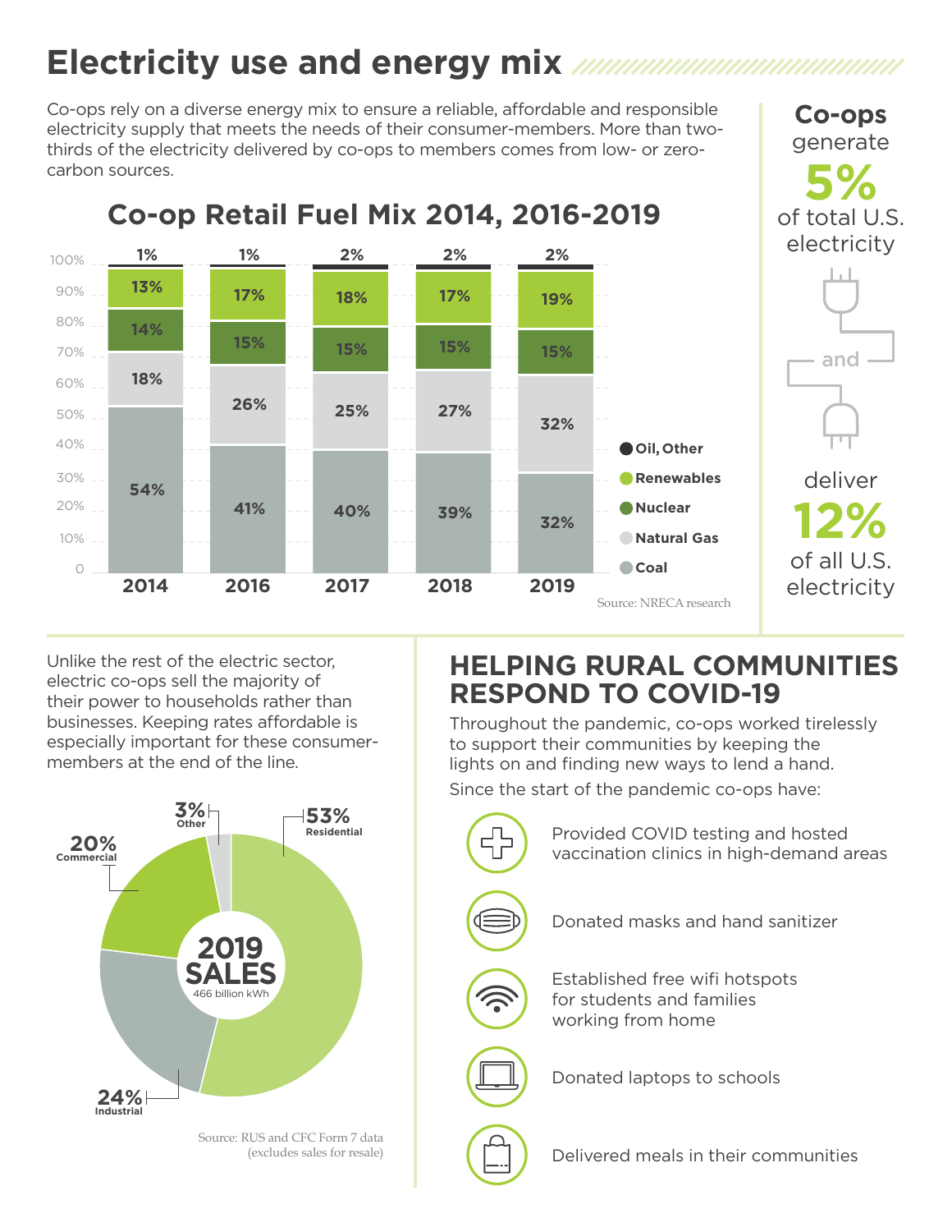# Electricity use and energy mix

Co-ops rely on a diverse energy mix to ensure a reliable, affordable and responsible electricity supply that meets the needs of their consumer-members. More than two-thirds of the electricity delivered by co-ops to members comes from low- or zero-carbon sources.

## Co-op Retail Fuel Mix 2014, 2016-2019

| | 2014 | 2016 | 2017 | 2018 | 2019 |
|---|---|---|---|---|---|
| Oil, Other | 1% | 1% | 2% | 2% | 2% |
| Renewables | 13% | 17% | 18% | 17% | 19% |
| Nuclear | 14% | 15% | 15% | 15% | 15% |
| Natural Gas | 18% | 26% | 25% | 27% | 32% |
| Coal | 54% | 41% | 40% | 39% | 32% |

Source: NRECA research

**Co-ops** generate **5%** of total U.S. electricity and deliver **12%** of all U.S. electricity

Unlike the rest of the electric sector, electric co-ops sell the majority of their power to households rather than businesses. Keeping rates affordable is especially important for these consumer-members at the end of the line.

**2019 SALES** (466 billion kWh)

| Sector | Share |
|---|---|
| Residential | 53% |
| Industrial | 24% |
| Commercial | 20% |
| Other | 3% |

Source: RUS and CFC Form 7 data (excludes sales for resale)

## HELPING RURAL COMMUNITIES RESPOND TO COVID-19

Throughout the pandemic, co-ops worked tirelessly to support their communities by keeping the lights on and finding new ways to lend a hand.

Since the start of the pandemic co-ops have:

- Provided COVID testing and hosted vaccination clinics in high-demand areas
- Donated masks and hand sanitizer
- Established free wifi hotspots for students and families working from home
- Donated laptops to schools
- Delivered meals in their communities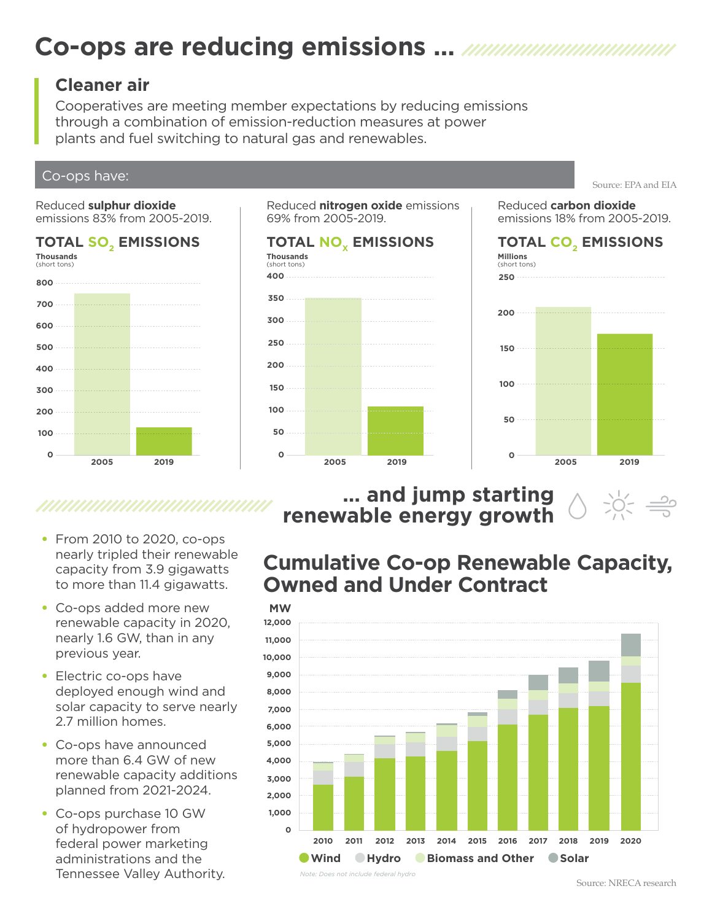# Co-ops are reducing emissions ...

## Cleaner air

Cooperatives are meeting member expectations by reducing emissions through a combination of emission-reduction measures at power plants and fuel switching to natural gas and renewables.

### Co-ops have:

Source: EPA and EIA

Reduced **sulphur dioxide** emissions 83% from 2005-2019.

**TOTAL $SO_2$ EMISSIONS**

Thousands (short tons)

| Year | Emissions |
|---|---|
| 2005 | ~750 |
| 2019 | ~130 |

Reduced **nitrogen oxide** emissions 69% from 2005-2019.

**TOTAL $NO_x$ EMISSIONS**

Thousands (short tons)

| Year | Emissions |
|---|---|
| 2005 | ~350 |
| 2019 | ~110 |

Reduced **carbon dioxide** emissions 18% from 2005-2019.

**TOTAL $CO_2$ EMISSIONS**

Millions (short tons)

| Year | Emissions |
|---|---|
| 2005 | ~208 |
| 2019 | ~170 |

## ... and jump starting renewable energy growth

- From 2010 to 2020, co-ops nearly tripled their renewable capacity from 3.9 gigawatts to more than 11.4 gigawatts.
- Co-ops added more new renewable capacity in 2020, nearly 1.6 GW, than in any previous year.
- Electric co-ops have deployed enough wind and solar capacity to serve nearly 2.7 million homes.
- Co-ops have announced more than 6.4 GW of new renewable capacity additions planned from 2021-2024.
- Co-ops purchase 10 GW of hydropower from federal power marketing administrations and the Tennessee Valley Authority.

### Cumulative Co-op Renewable Capacity, Owned and Under Contract

MW (stacked bars: Wind, Hydro, Biomass and Other, Solar), 2010–2020

| Year | Approx. total (MW) |
|---|---|
| 2010 | ~3,900 |
| 2011 | ~4,400 |
| 2012 | ~5,450 |
| 2013 | ~5,700 |
| 2014 | ~6,150 |
| 2015 | ~6,800 |
| 2016 | ~8,100 |
| 2017 | ~9,000 |
| 2018 | ~9,400 |
| 2019 | ~9,800 |
| 2020 | ~11,400 |

*Note: Does not include federal hydro*

Source: NRECA research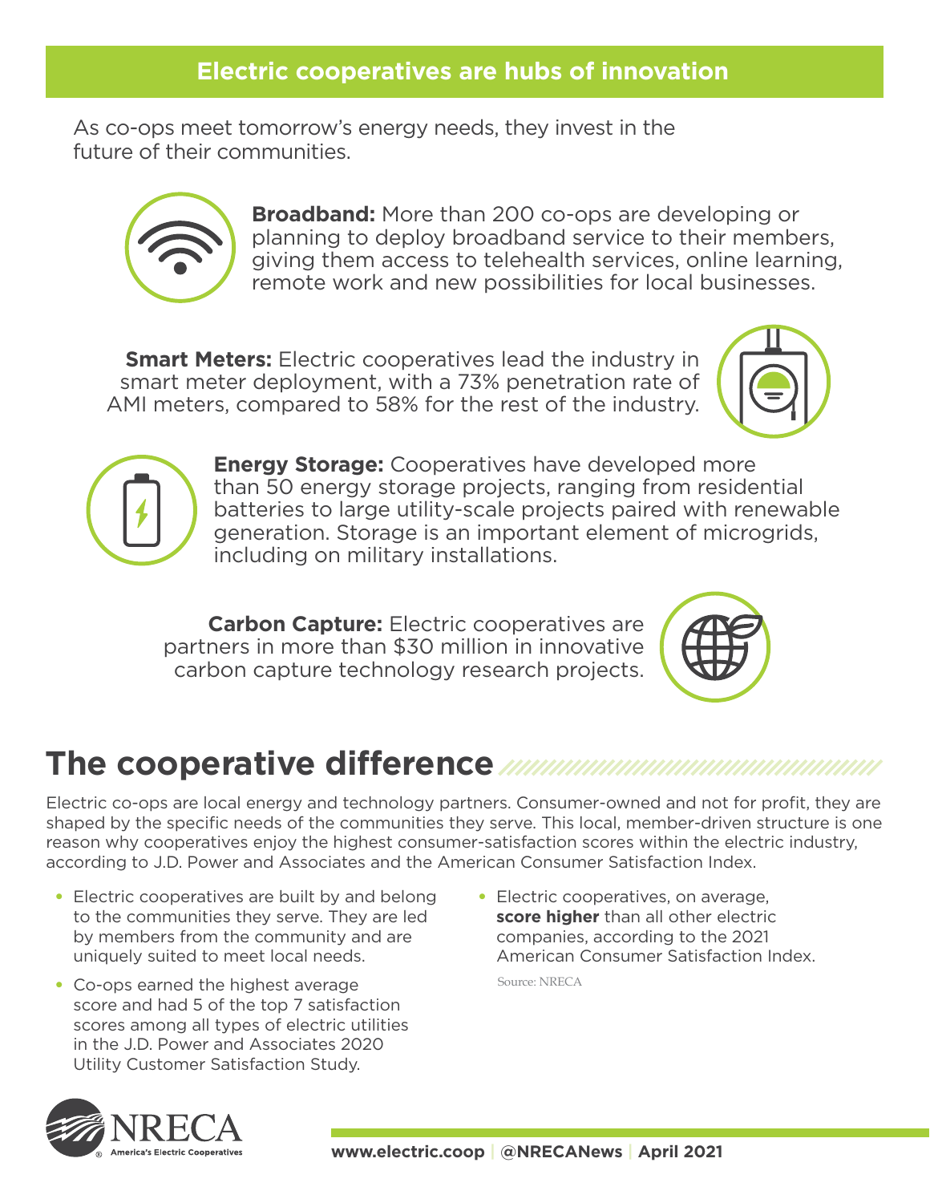## Electric cooperatives are hubs of innovation

As co-ops meet tomorrow's energy needs, they invest in the future of their communities.

**Broadband:** More than 200 co-ops are developing or planning to deploy broadband service to their members, giving them access to telehealth services, online learning, remote work and new possibilities for local businesses.

**Smart Meters:** Electric cooperatives lead the industry in smart meter deployment, with a 73% penetration rate of AMI meters, compared to 58% for the rest of the industry.

**Energy Storage:** Cooperatives have developed more than 50 energy storage projects, ranging from residential batteries to large utility-scale projects paired with renewable generation. Storage is an important element of microgrids, including on military installations.

**Carbon Capture:** Electric cooperatives are partners in more than $30 million in innovative carbon capture technology research projects.

# The cooperative difference

Electric co-ops are local energy and technology partners. Consumer-owned and not for profit, they are shaped by the specific needs of the communities they serve. This local, member-driven structure is one reason why cooperatives enjoy the highest consumer-satisfaction scores within the electric industry, according to J.D. Power and Associates and the American Consumer Satisfaction Index.

- Electric cooperatives are built by and belong to the communities they serve. They are led by members from the community and are uniquely suited to meet local needs.
- Co-ops earned the highest average score and had 5 of the top 7 satisfaction scores among all types of electric utilities in the J.D. Power and Associates 2020 Utility Customer Satisfaction Study.
- Electric cooperatives, on average, **score higher** than all other electric companies, according to the 2021 American Consumer Satisfaction Index.

Source: NRECA

NRECA America's Electric Cooperatives

www.electric.coop | @NRECANews | April 2021